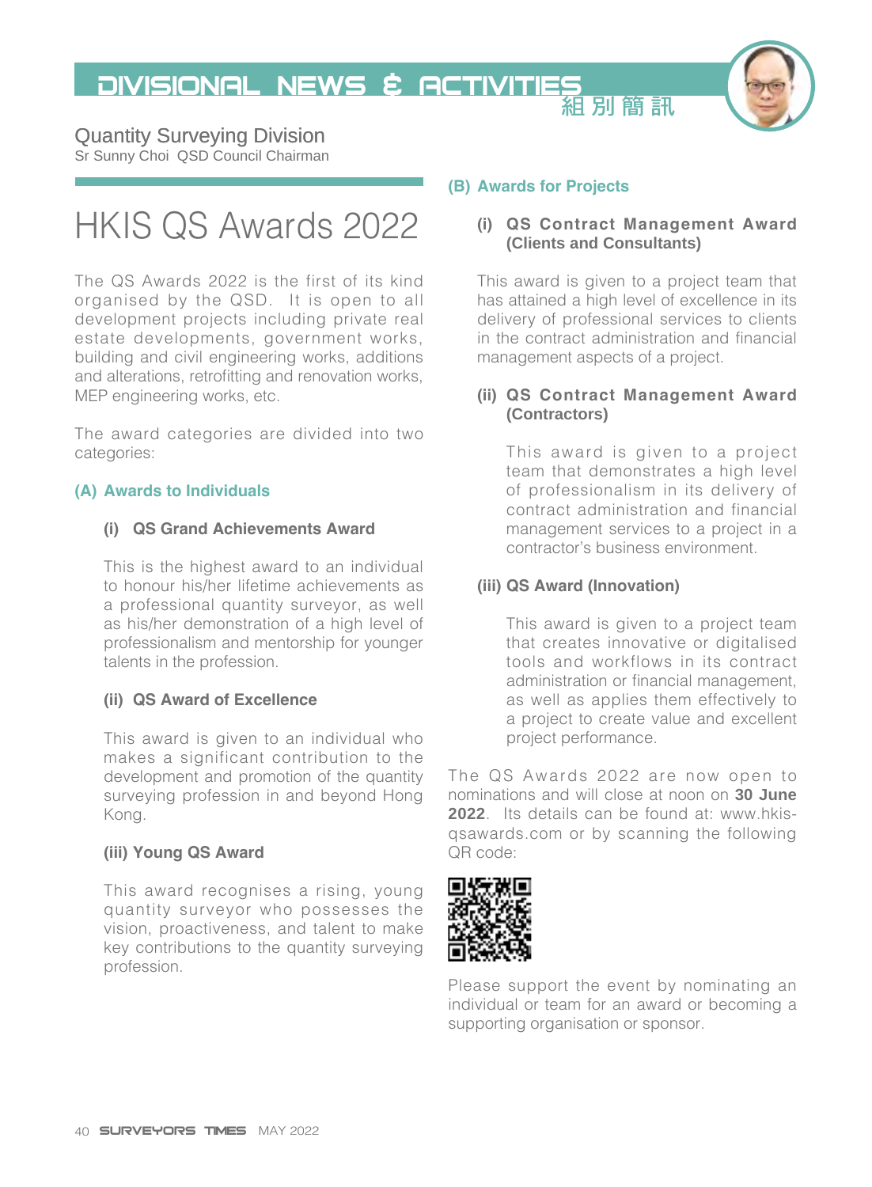# HKIS QS Awards 2022

Quantity Surveying Division
Sr Sunny Choi QSD Council Chairman

The QS Awards 2022 is the first of its kind organised by the QSD. It is open to all development projects including private real estate developments, government works, building and civil engineering works, additions and alterations, retrofitting and renovation works, MEP engineering works, etc.

The award categories are divided into two categories:

## (A) Awards to Individuals

### (i) QS Grand Achievements Award

This is the highest award to an individual to honour his/her lifetime achievements as a professional quantity surveyor, as well as his/her demonstration of a high level of professionalism and mentorship for younger talents in the profession.

### (ii) QS Award of Excellence

This award is given to an individual who makes a significant contribution to the development and promotion of the quantity surveying profession in and beyond Hong Kong.

### (iii) Young QS Award

This award recognises a rising, young quantity surveyor who possesses the vision, proactiveness, and talent to make key contributions to the quantity surveying profession.

## (B) Awards for Projects

### (i) QS Contract Management Award (Clients and Consultants)

This award is given to a project team that has attained a high level of excellence in its delivery of professional services to clients in the contract administration and financial management aspects of a project.

### (ii) QS Contract Management Award (Contractors)

This award is given to a project team that demonstrates a high level of professionalism in its delivery of contract administration and financial management services to a project in a contractor's business environment.

### (iii) QS Award (Innovation)

This award is given to a project team that creates innovative or digitalised tools and workflows in its contract administration or financial management, as well as applies them effectively to a project to create value and excellent project performance.

The QS Awards 2022 are now open to nominations and will close at noon on **30 June 2022**. Its details can be found at: www.hkis-qsawards.com or by scanning the following QR code:

Please support the event by nominating an individual or team for an award or becoming a supporting organisation or sponsor.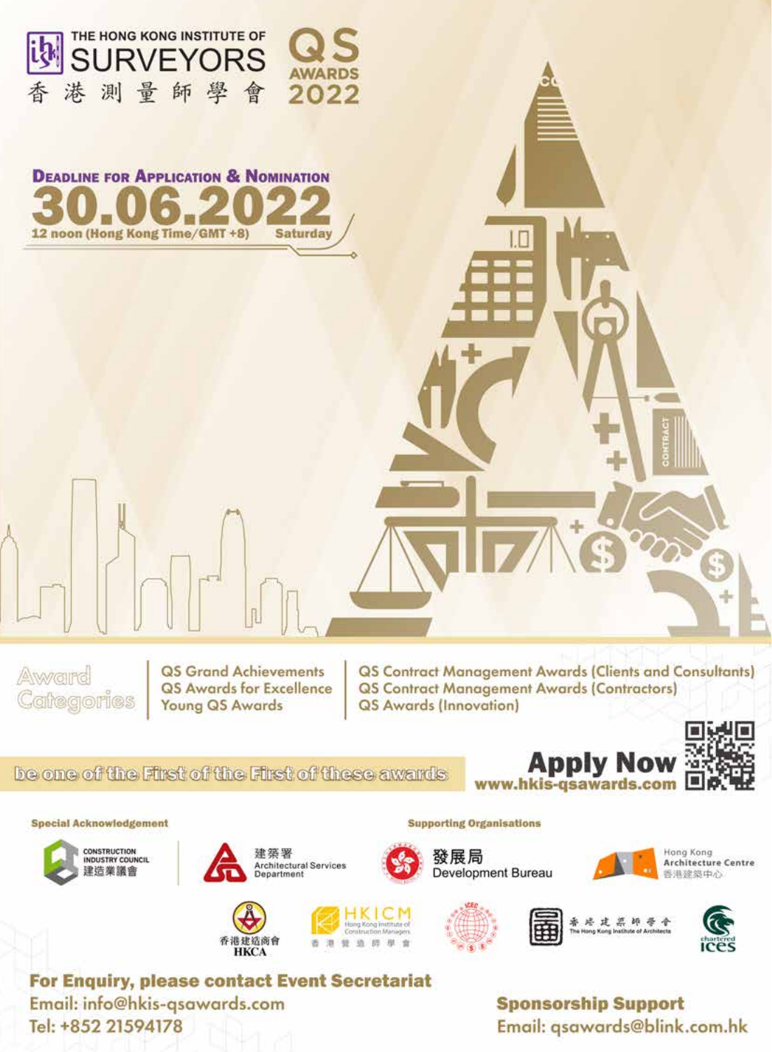# THE HONG KONG INSTITUTE OF SURVEYORS
香港測量師學會

# QS AWARDS 2022

**DEADLINE FOR APPLICATION & NOMINATION**

## 30.06.2022

12 noon (Hong Kong Time/GMT +8) Saturday

## Award Categories

- QS Grand Achievements
- QS Awards for Excellence
- Young QS Awards
- QS Contract Management Awards (Clients and Consultants)
- QS Contract Management Awards (Contractors)
- QS Awards (Innovation)

be one of the First of the First of these awards

**Apply Now**
www.hkis-qsawards.com

**Special Acknowledgement**

- CONSTRUCTION INDUSTRY COUNCIL 建造業議會
- 建築署 Architectural Services Department

**Supporting Organisations**

- 發展局 Development Bureau
- Hong Kong Architecture Centre 香港建築中心
- 香港建造商會 HKCA
- HKICM Hong Kong Institute of Construction Managers 香港營造師學會
- ICEC
- 香港建築師學會 The Hong Kong Institute of Architects
- chartered ices

**For Enquiry, please contact Event Secretariat**
Email: info@hkis-qsawards.com
Tel: +852 21594178

**Sponsorship Support**
Email: qsawards@blink.com.hk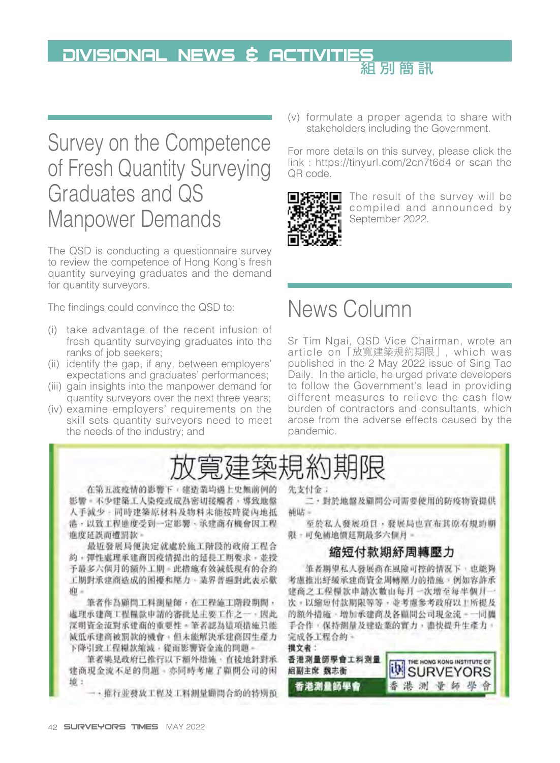# DIVISIONAL NEWS & ACTIVITIES 組別簡訊

## Survey on the Competence of Fresh Quantity Surveying Graduates and QS Manpower Demands

The QSD is conducting a questionnaire survey to review the competence of Hong Kong's fresh quantity surveying graduates and the demand for quantity surveyors.

The findings could convince the QSD to:

(i) take advantage of the recent infusion of fresh quantity surveying graduates into the ranks of job seekers;
(ii) identify the gap, if any, between employers' expectations and graduates' performances;
(iii) gain insights into the manpower demand for quantity surveyors over the next three years;
(iv) examine employers' requirements on the skill sets quantity surveyors need to meet the needs of the industry; and
(v) formulate a proper agenda to share with stakeholders including the Government.

For more details on this survey, please click the link : https://tinyurl.com/2cn7t6d4 or scan the QR code.

The result of the survey will be compiled and announced by September 2022.

## News Column

Sr Tim Ngai, QSD Vice Chairman, wrote an article on「放寬建築規約期限」, which was published in the 2 May 2022 issue of Sing Tao Daily. In the article, he urged private developers to follow the Government's lead in providing different measures to relieve the cash flow burden of contractors and consultants, which arose from the adverse effects caused by the pandemic.

### 放寬建築規約期限

在第五波疫情的影響下，建造業均遇上史無前例的影響。不少建築工人染疫或成為密切接觸者，導致地盤人手減少。同時建築原材料及物料未能按時從內地抵港，以致工程進度受到一定影響，承建商有機會因工程進度延誤而遭罰款。

最近發展局便決定就處於施工階段的政府工程合約，彈性處理承建商因疫情提出的延長工期要求，並授予最多六個月的額外工期。此措施有效減低現有的合約工期對承建商造成的困擾和壓力，業界普遍對此表示歡迎。

筆者作為顧問工料測量師，在工程施工階段期間，處理承建商工程糧款申請的審批是主要工作之一。因此深明資金流對承建商的重要性。筆者認為這項措施只能減低承建商被罰款的機會，但未能解決承建商因生產力下降引致工程糧款縮減，從而影響資金流的問題。

筆者樂見政府已推行以下額外措施，直接地針對承建商現金流不足的問題，亦同時考慮了顧問公司的困境：

一、推行並發放工程及工料測量顧問合約的特別預先支付金；

二、對於地盤及顧問公司需要使用的防疫物資提供補貼。

至於私人發展項目，發展局也宣布其原有規約期限，可免補地價延期最多六個月。

#### 縮短付款期紓周轉壓力

筆者期望私人發展商在風險可控的情況下，也能夠考慮推出紓緩承建商資金周轉壓力的措施，例如容許承建商之工程糧款申請次數由每月一次增至每半個月一次，以縮短付款期限等等，並考慮參考政府以上所提及的額外措施，增加承建商及各顧問公司現金流，一同攜手合作，保持測量及建造業的實力，盡快提升生產力，完成各工程合約。

撰文者：
香港測量師學會工料測量組副主席 魏志衡

香港測量師學會
THE HONG KONG INSTITUTE OF SURVEYORS 香港測量師學會